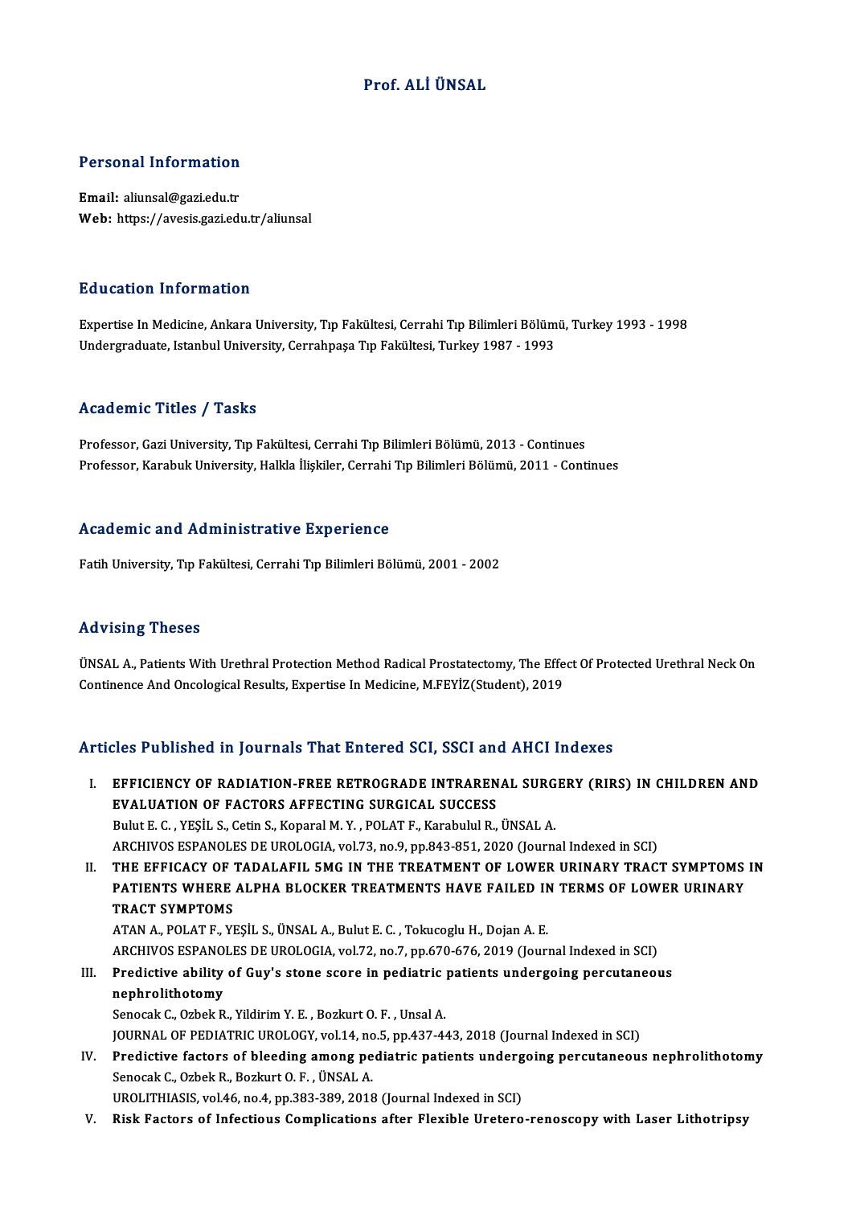# Prof. ALİ ÜNSAL

## Personal Information

**Email:** aliunsal@gazi.edu.tr
**Web:** https://avesis.gazi.edu.tr/aliunsal

## Education Information

Expertise In Medicine, Ankara University, Tıp Fakültesi, Cerrahi Tıp Bilimleri Bölümü, Turkey 1993 - 1998
Undergraduate, Istanbul University, Cerrahpaşa Tıp Fakültesi, Turkey 1987 - 1993

## Academic Titles / Tasks

Professor, Gazi University, Tıp Fakültesi, Cerrahi Tıp Bilimleri Bölümü, 2013 - Continues
Professor, Karabuk University, Halkla İlişkiler, Cerrahi Tıp Bilimleri Bölümü, 2011 - Continues

## Academic and Administrative Experience

Fatih University, Tıp Fakültesi, Cerrahi Tıp Bilimleri Bölümü, 2001 - 2002

## Advising Theses

ÜNSAL A., Patients With Urethral Protection Method Radical Prostatectomy, The Effect Of Protected Urethral Neck On Continence And Oncological Results, Expertise In Medicine, M.FEYİZ(Student), 2019

## Articles Published in Journals That Entered SCI, SSCI and AHCI Indexes

I. **EFFICIENCY OF RADIATION-FREE RETROGRADE INTRARENAL SURGERY (RIRS) IN CHILDREN AND EVALUATION OF FACTORS AFFECTING SURGICAL SUCCESS**
Bulut E. C. , YEŞİL S., Cetin S., Koparal M. Y. , POLAT F., Karabulul R., ÜNSAL A.
ARCHIVOS ESPANOLES DE UROLOGIA, vol.73, no.9, pp.843-851, 2020 (Journal Indexed in SCI)

II. **THE EFFICACY OF TADALAFIL 5MG IN THE TREATMENT OF LOWER URINARY TRACT SYMPTOMS IN PATIENTS WHERE ALPHA BLOCKER TREATMENTS HAVE FAILED IN TERMS OF LOWER URINARY TRACT SYMPTOMS**
ATAN A., POLAT F., YEŞİL S., ÜNSAL A., Bulut E. C. , Tokucoglu H., Dojan A. E.
ARCHIVOS ESPANOLES DE UROLOGIA, vol.72, no.7, pp.670-676, 2019 (Journal Indexed in SCI)

III. **Predictive ability of Guy's stone score in pediatric patients undergoing percutaneous nephrolithotomy**
Senocak C., Ozbek R., Yildirim Y. E. , Bozkurt O. F. , Unsal A.
JOURNAL OF PEDIATRIC UROLOGY, vol.14, no.5, pp.437-443, 2018 (Journal Indexed in SCI)

IV. **Predictive factors of bleeding among pediatric patients undergoing percutaneous nephrolithotomy**
Senocak C., Ozbek R., Bozkurt O. F. , ÜNSAL A.
UROLITHIASIS, vol.46, no.4, pp.383-389, 2018 (Journal Indexed in SCI)

V. **Risk Factors of Infectious Complications after Flexible Uretero-renoscopy with Laser Lithotripsy**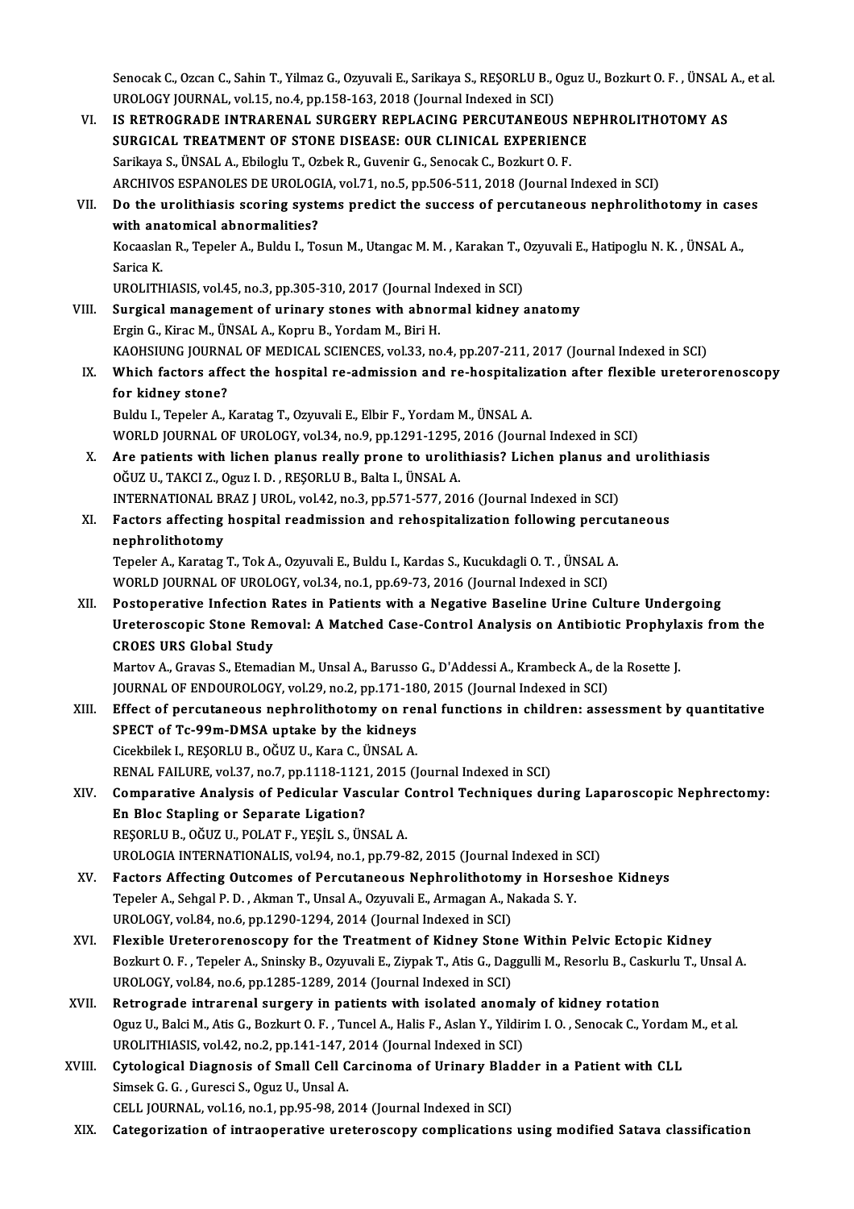Senocak C., Ozcan C., Sahin T., Yilmaz G., Ozyuvali E., Sarikaya S., REŞORLU B., Oguz U., Bozkurt O. F. , ÜNSAL A., et al.
UROLOGY JOURNAL, vol.15, no.4, pp.158-163, 2018 (Journal Indexed in SCI)

VI. **IS RETROGRADE INTRARENAL SURGERY REPLACING PERCUTANEOUS NEPHROLITHOTOMY AS SURGICAL TREATMENT OF STONE DISEASE: OUR CLINICAL EXPERIENCE**
Sarikaya S., ÜNSAL A., Ebiloglu T., Ozbek R., Guvenir G., Senocak C., Bozkurt O. F.
ARCHIVOS ESPANOLES DE UROLOGIA, vol.71, no.5, pp.506-511, 2018 (Journal Indexed in SCI)

VII. **Do the urolithiasis scoring systems predict the success of percutaneous nephrolithotomy in cases with anatomical abnormalities?**
Kocaaslan R., Tepeler A., Buldu I., Tosun M., Utangac M. M. , Karakan T., Ozyuvali E., Hatipoglu N. K. , ÜNSAL A., Sarica K.
UROLITHIASIS, vol.45, no.3, pp.305-310, 2017 (Journal Indexed in SCI)

VIII. **Surgical management of urinary stones with abnormal kidney anatomy**
Ergin G., Kirac M., ÜNSAL A., Kopru B., Yordam M., Biri H.
KAOHSIUNG JOURNAL OF MEDICAL SCIENCES, vol.33, no.4, pp.207-211, 2017 (Journal Indexed in SCI)

IX. **Which factors affect the hospital re-admission and re-hospitalization after flexible ureterorenoscopy for kidney stone?**
Buldu I., Tepeler A., Karatag T., Ozyuvali E., Elbir F., Yordam M., ÜNSAL A.
WORLD JOURNAL OF UROLOGY, vol.34, no.9, pp.1291-1295, 2016 (Journal Indexed in SCI)

X. **Are patients with lichen planus really prone to urolithiasis? Lichen planus and urolithiasis**
OĞUZ U., TAKCI Z., Oguz I. D. , REŞORLU B., Balta I., ÜNSAL A.
INTERNATIONAL BRAZ J UROL, vol.42, no.3, pp.571-577, 2016 (Journal Indexed in SCI)

XI. **Factors affecting hospital readmission and rehospitalization following percutaneous nephrolithotomy**
Tepeler A., Karatag T., Tok A., Ozyuvali E., Buldu I., Kardas S., Kucukdagli O. T. , ÜNSAL A.
WORLD JOURNAL OF UROLOGY, vol.34, no.1, pp.69-73, 2016 (Journal Indexed in SCI)

XII. **Postoperative Infection Rates in Patients with a Negative Baseline Urine Culture Undergoing Ureteroscopic Stone Removal: A Matched Case-Control Analysis on Antibiotic Prophylaxis from the CROES URS Global Study**
Martov A., Gravas S., Etemadian M., Unsal A., Barusso G., D'Addessi A., Krambeck A., de la Rosette J.
JOURNAL OF ENDOUROLOGY, vol.29, no.2, pp.171-180, 2015 (Journal Indexed in SCI)

XIII. **Effect of percutaneous nephrolithotomy on renal functions in children: assessment by quantitative SPECT of Tc-99m-DMSA uptake by the kidneys**
Cicekbilek I., REŞORLU B., OĞUZ U., Kara C., ÜNSAL A.
RENAL FAILURE, vol.37, no.7, pp.1118-1121, 2015 (Journal Indexed in SCI)

XIV. **Comparative Analysis of Pedicular Vascular Control Techniques during Laparoscopic Nephrectomy: En Bloc Stapling or Separate Ligation?**
REŞORLU B., OĞUZ U., POLAT F., YEŞİL S., ÜNSAL A.
UROLOGIA INTERNATIONALIS, vol.94, no.1, pp.79-82, 2015 (Journal Indexed in SCI)

XV. **Factors Affecting Outcomes of Percutaneous Nephrolithotomy in Horseshoe Kidneys**
Tepeler A., Sehgal P. D. , Akman T., Unsal A., Ozyuvali E., Armagan A., Nakada S. Y.
UROLOGY, vol.84, no.6, pp.1290-1294, 2014 (Journal Indexed in SCI)

XVI. **Flexible Ureterorenoscopy for the Treatment of Kidney Stone Within Pelvic Ectopic Kidney**
Bozkurt O. F. , Tepeler A., Sninsky B., Ozyuvali E., Ziypak T., Atis G., Daggulli M., Resorlu B., Caskurlu T., Unsal A.
UROLOGY, vol.84, no.6, pp.1285-1289, 2014 (Journal Indexed in SCI)

XVII. **Retrograde intrarenal surgery in patients with isolated anomaly of kidney rotation**
Oguz U., Balci M., Atis G., Bozkurt O. F. , Tuncel A., Halis F., Aslan Y., Yildirim I. O. , Senocak C., Yordam M., et al.
UROLITHIASIS, vol.42, no.2, pp.141-147, 2014 (Journal Indexed in SCI)

XVIII. **Cytological Diagnosis of Small Cell Carcinoma of Urinary Bladder in a Patient with CLL**
Simsek G. G. , Guresci S., Oguz U., Unsal A.
CELL JOURNAL, vol.16, no.1, pp.95-98, 2014 (Journal Indexed in SCI)

XIX. **Categorization of intraoperative ureteroscopy complications using modified Satava classification**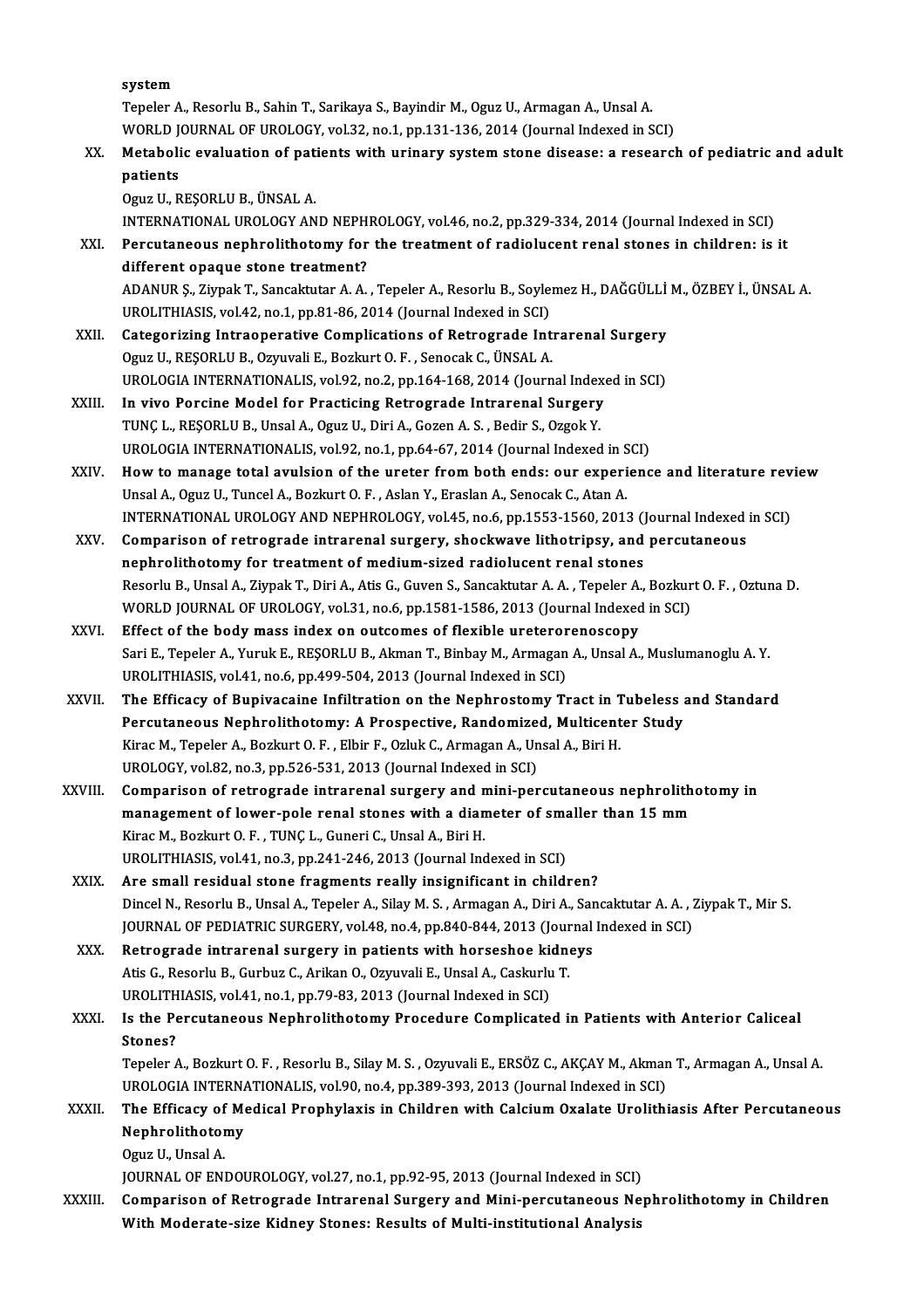system

Tepeler A., Resorlu B., Sahin T., Sarikaya S., Bayindir M., Oguz U., Armagan A., Unsal A.

WORLD JOURNAL OF UROLOGY, vol.32, no.1, pp.131-136, 2014 (Journal Indexed in SCI)

XX. **Metabolic evaluation of patients with urinary system stone disease: a research of pediatric and adult patients**

Oguz U., REŞORLU B., ÜNSAL A.

INTERNATIONAL UROLOGY AND NEPHROLOGY, vol.46, no.2, pp.329-334, 2014 (Journal Indexed in SCI)

XXI. **Percutaneous nephrolithotomy for the treatment of radiolucent renal stones in children: is it different opaque stone treatment?**

ADANUR Ş., Ziypak T., Sancaktutar A. A. , Tepeler A., Resorlu B., Soylemez H., DAĞGÜLLİ M., ÖZBEY İ., ÜNSAL A.

UROLITHIASIS, vol.42, no.1, pp.81-86, 2014 (Journal Indexed in SCI)

XXII. **Categorizing Intraoperative Complications of Retrograde Intrarenal Surgery**

Oguz U., REŞORLU B., Ozyuvali E., Bozkurt O. F. , Senocak C., ÜNSAL A.

UROLOGIA INTERNATIONALIS, vol.92, no.2, pp.164-168, 2014 (Journal Indexed in SCI)

XXIII. **In vivo Porcine Model for Practicing Retrograde Intrarenal Surgery**

TUNÇ L., REŞORLU B., Unsal A., Oguz U., Diri A., Gozen A. S. , Bedir S., Ozgok Y.

UROLOGIA INTERNATIONALIS, vol.92, no.1, pp.64-67, 2014 (Journal Indexed in SCI)

XXIV. **How to manage total avulsion of the ureter from both ends: our experience and literature review**

Unsal A., Oguz U., Tuncel A., Bozkurt O. F. , Aslan Y., Eraslan A., Senocak C., Atan A.

INTERNATIONAL UROLOGY AND NEPHROLOGY, vol.45, no.6, pp.1553-1560, 2013 (Journal Indexed in SCI)

XXV. **Comparison of retrograde intrarenal surgery, shockwave lithotripsy, and percutaneous nephrolithotomy for treatment of medium-sized radiolucent renal stones**

Resorlu B., Unsal A., Ziypak T., Diri A., Atis G., Guven S., Sancaktutar A. A. , Tepeler A., Bozkurt O. F. , Oztuna D.

WORLD JOURNAL OF UROLOGY, vol.31, no.6, pp.1581-1586, 2013 (Journal Indexed in SCI)

XXVI. **Effect of the body mass index on outcomes of flexible ureterorenoscopy**

Sari E., Tepeler A., Yuruk E., REŞORLU B., Akman T., Binbay M., Armagan A., Unsal A., Muslumanoglu A. Y.

UROLITHIASIS, vol.41, no.6, pp.499-504, 2013 (Journal Indexed in SCI)

XXVII. **The Efficacy of Bupivacaine Infiltration on the Nephrostomy Tract in Tubeless and Standard Percutaneous Nephrolithotomy: A Prospective, Randomized, Multicenter Study**

Kirac M., Tepeler A., Bozkurt O. F. , Elbir F., Ozluk C., Armagan A., Unsal A., Biri H.

UROLOGY, vol.82, no.3, pp.526-531, 2013 (Journal Indexed in SCI)

XXVIII. **Comparison of retrograde intrarenal surgery and mini-percutaneous nephrolithotomy in management of lower-pole renal stones with a diameter of smaller than 15 mm**

Kirac M., Bozkurt O. F. , TUNÇ L., Guneri C., Unsal A., Biri H.

UROLITHIASIS, vol.41, no.3, pp.241-246, 2013 (Journal Indexed in SCI)

XXIX. **Are small residual stone fragments really insignificant in children?**

Dincel N., Resorlu B., Unsal A., Tepeler A., Silay M. S. , Armagan A., Diri A., Sancaktutar A. A. , Ziypak T., Mir S.

JOURNAL OF PEDIATRIC SURGERY, vol.48, no.4, pp.840-844, 2013 (Journal Indexed in SCI)

XXX. **Retrograde intrarenal surgery in patients with horseshoe kidneys**

Atis G., Resorlu B., Gurbuz C., Arikan O., Ozyuvali E., Unsal A., Caskurlu T.

UROLITHIASIS, vol.41, no.1, pp.79-83, 2013 (Journal Indexed in SCI)

XXXI. **Is the Percutaneous Nephrolithotomy Procedure Complicated in Patients with Anterior Caliceal Stones?**

Tepeler A., Bozkurt O. F. , Resorlu B., Silay M. S. , Ozyuvali E., ERSÖZ C., AKÇAY M., Akman T., Armagan A., Unsal A.

UROLOGIA INTERNATIONALIS, vol.90, no.4, pp.389-393, 2013 (Journal Indexed in SCI)

XXXII. **The Efficacy of Medical Prophylaxis in Children with Calcium Oxalate Urolithiasis After Percutaneous Nephrolithotomy**

Oguz U., Unsal A.

JOURNAL OF ENDOUROLOGY, vol.27, no.1, pp.92-95, 2013 (Journal Indexed in SCI)

XXXIII. **Comparison of Retrograde Intrarenal Surgery and Mini-percutaneous Nephrolithotomy in Children With Moderate-size Kidney Stones: Results of Multi-institutional Analysis**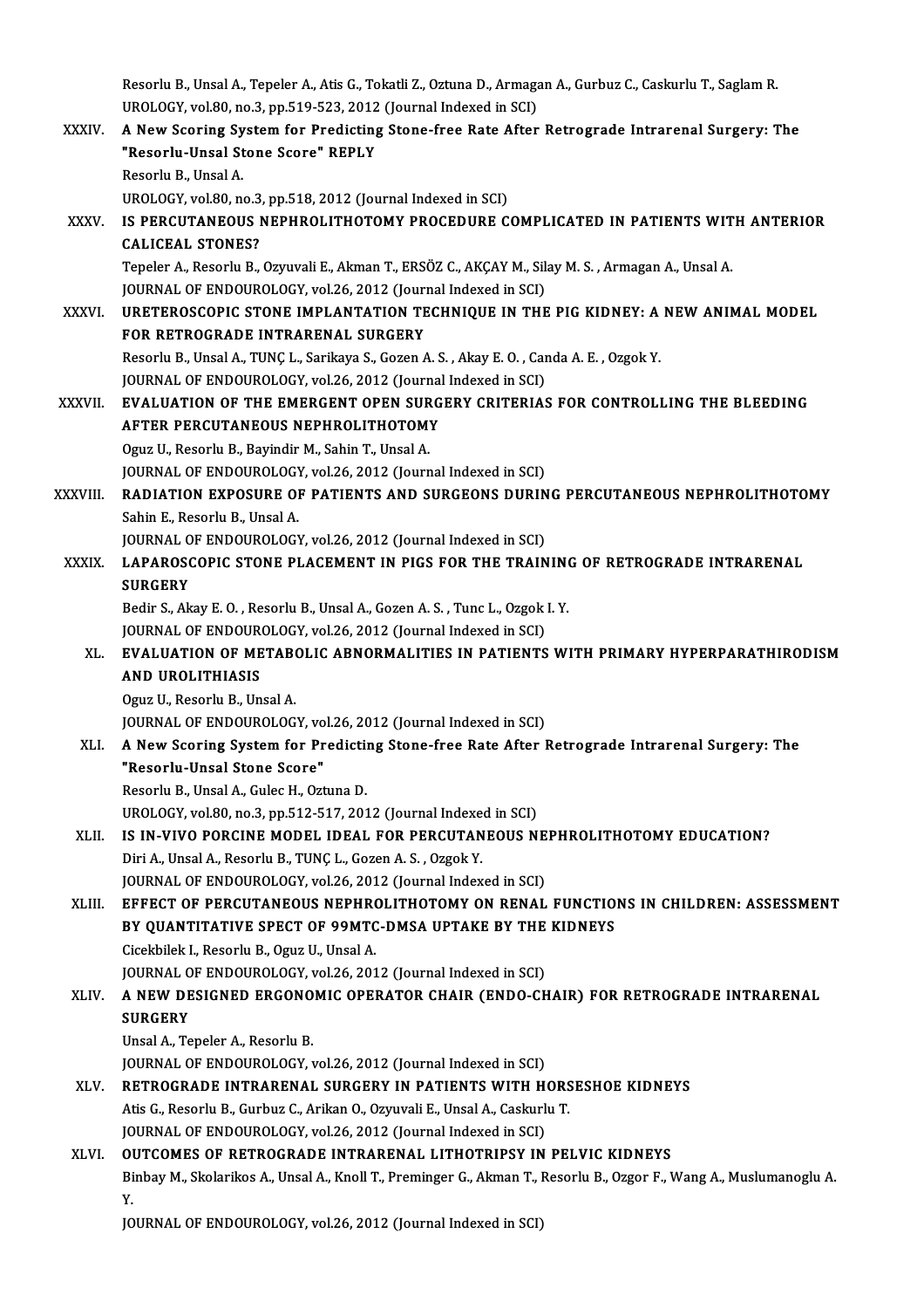Resorlu B., Unsal A., Tepeler A., Atis G., Tokatli Z., Oztuna D., Armagan A., Gurbuz C., Caskurlu T., Saglam R.
UROLOGY, vol.80, no.3, pp.519-523, 2012 (Journal Indexed in SCI)

XXXIV. **A New Scoring System for Predicting Stone-free Rate After Retrograde Intrarenal Surgery: The "Resorlu-Unsal Stone Score" REPLY**
Resorlu B., Unsal A.
UROLOGY, vol.80, no.3, pp.518, 2012 (Journal Indexed in SCI)

XXXV. **IS PERCUTANEOUS NEPHROLITHOTOMY PROCEDURE COMPLICATED IN PATIENTS WITH ANTERIOR CALICEAL STONES?**
Tepeler A., Resorlu B., Ozyuvali E., Akman T., ERSÖZ C., AKÇAY M., Silay M. S. , Armagan A., Unsal A.
JOURNAL OF ENDOUROLOGY, vol.26, 2012 (Journal Indexed in SCI)

XXXVI. **URETEROSCOPIC STONE IMPLANTATION TECHNIQUE IN THE PIG KIDNEY: A NEW ANIMAL MODEL FOR RETROGRADE INTRARENAL SURGERY**
Resorlu B., Unsal A., TUNÇ L., Sarikaya S., Gozen A. S. , Akay E. O. , Canda A. E. , Ozgok Y.
JOURNAL OF ENDOUROLOGY, vol.26, 2012 (Journal Indexed in SCI)

XXXVII. **EVALUATION OF THE EMERGENT OPEN SURGERY CRITERIAS FOR CONTROLLING THE BLEEDING AFTER PERCUTANEOUS NEPHROLITHOTOMY**
Oguz U., Resorlu B., Bayindir M., Sahin T., Unsal A.
JOURNAL OF ENDOUROLOGY, vol.26, 2012 (Journal Indexed in SCI)

XXXVIII. **RADIATION EXPOSURE OF PATIENTS AND SURGEONS DURING PERCUTANEOUS NEPHROLITHOTOMY**
Sahin E., Resorlu B., Unsal A.
JOURNAL OF ENDOUROLOGY, vol.26, 2012 (Journal Indexed in SCI)

XXXIX. **LAPAROSCOPIC STONE PLACEMENT IN PIGS FOR THE TRAINING OF RETROGRADE INTRARENAL SURGERY**
Bedir S., Akay E. O. , Resorlu B., Unsal A., Gozen A. S. , Tunc L., Ozgok I. Y.
JOURNAL OF ENDOUROLOGY, vol.26, 2012 (Journal Indexed in SCI)

XL. **EVALUATION OF METABOLIC ABNORMALITIES IN PATIENTS WITH PRIMARY HYPERPARATHIRODISM AND UROLITHIASIS**
Oguz U., Resorlu B., Unsal A.
JOURNAL OF ENDOUROLOGY, vol.26, 2012 (Journal Indexed in SCI)

XLI. **A New Scoring System for Predicting Stone-free Rate After Retrograde Intrarenal Surgery: The "Resorlu-Unsal Stone Score"**
Resorlu B., Unsal A., Gulec H., Oztuna D.
UROLOGY, vol.80, no.3, pp.512-517, 2012 (Journal Indexed in SCI)

XLII. **IS IN-VIVO PORCINE MODEL IDEAL FOR PERCUTANEOUS NEPHROLITHOTOMY EDUCATION?**
Diri A., Unsal A., Resorlu B., TUNÇ L., Gozen A. S. , Ozgok Y.
JOURNAL OF ENDOUROLOGY, vol.26, 2012 (Journal Indexed in SCI)

XLIII. **EFFECT OF PERCUTANEOUS NEPHROLITHOTOMY ON RENAL FUNCTIONS IN CHILDREN: ASSESSMENT BY QUANTITATIVE SPECT OF 99MTC-DMSA UPTAKE BY THE KIDNEYS**
Cicekbilek I., Resorlu B., Oguz U., Unsal A.
JOURNAL OF ENDOUROLOGY, vol.26, 2012 (Journal Indexed in SCI)

XLIV. **A NEW DESIGNED ERGONOMIC OPERATOR CHAIR (ENDO-CHAIR) FOR RETROGRADE INTRARENAL SURGERY**
Unsal A., Tepeler A., Resorlu B.
JOURNAL OF ENDOUROLOGY, vol.26, 2012 (Journal Indexed in SCI)

XLV. **RETROGRADE INTRARENAL SURGERY IN PATIENTS WITH HORSESHOE KIDNEYS**
Atis G., Resorlu B., Gurbuz C., Arikan O., Ozyuvali E., Unsal A., Caskurlu T.
JOURNAL OF ENDOUROLOGY, vol.26, 2012 (Journal Indexed in SCI)

XLVI. **OUTCOMES OF RETROGRADE INTRARENAL LITHOTRIPSY IN PELVIC KIDNEYS**
Binbay M., Skolarikos A., Unsal A., Knoll T., Preminger G., Akman T., Resorlu B., Ozgor F., Wang A., Muslumanoglu A. Y.
JOURNAL OF ENDOUROLOGY, vol.26, 2012 (Journal Indexed in SCI)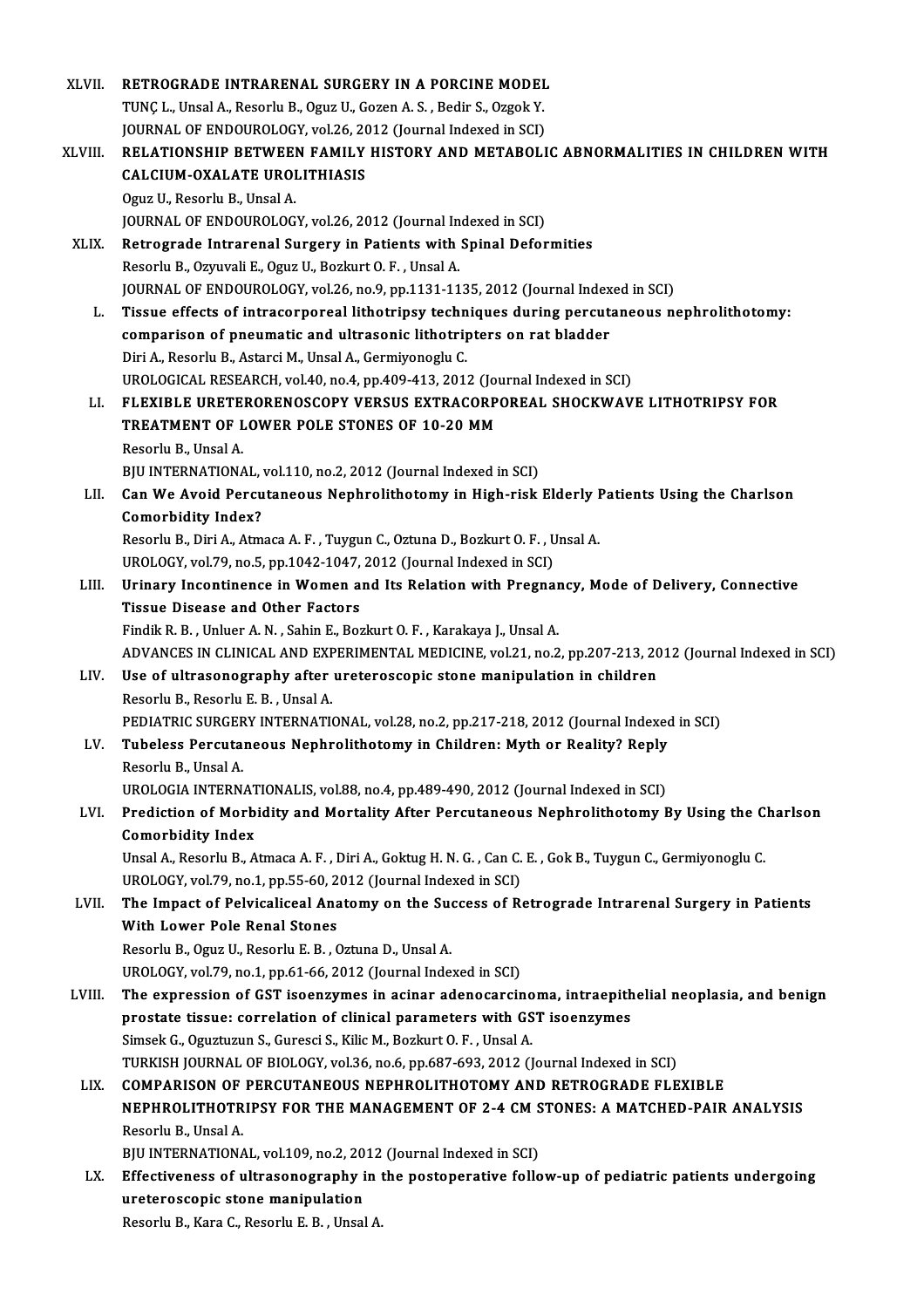XLVII. **RETROGRADE INTRARENAL SURGERY IN A PORCINE MODEL**
TUNÇ L., Unsal A., Resorlu B., Oguz U., Gozen A. S. , Bedir S., Ozgok Y.
JOURNAL OF ENDOUROLOGY, vol.26, 2012 (Journal Indexed in SCI)

XLVIII. **RELATIONSHIP BETWEEN FAMILY HISTORY AND METABOLIC ABNORMALITIES IN CHILDREN WITH CALCIUM-OXALATE UROLITHIASIS**
Oguz U., Resorlu B., Unsal A.
JOURNAL OF ENDOUROLOGY, vol.26, 2012 (Journal Indexed in SCI)

XLIX. **Retrograde Intrarenal Surgery in Patients with Spinal Deformities**
Resorlu B., Ozyuvali E., Oguz U., Bozkurt O. F. , Unsal A.
JOURNAL OF ENDOUROLOGY, vol.26, no.9, pp.1131-1135, 2012 (Journal Indexed in SCI)

L. **Tissue effects of intracorporeal lithotripsy techniques during percutaneous nephrolithotomy: comparison of pneumatic and ultrasonic lithotripters on rat bladder**
Diri A., Resorlu B., Astarci M., Unsal A., Germiyonoglu C.
UROLOGICAL RESEARCH, vol.40, no.4, pp.409-413, 2012 (Journal Indexed in SCI)

LI. **FLEXIBLE URETERORENOSCOPY VERSUS EXTRACORPOREAL SHOCKWAVE LITHOTRIPSY FOR TREATMENT OF LOWER POLE STONES OF 10-20 MM**
Resorlu B., Unsal A.
BJU INTERNATIONAL, vol.110, no.2, 2012 (Journal Indexed in SCI)

LII. **Can We Avoid Percutaneous Nephrolithotomy in High-risk Elderly Patients Using the Charlson Comorbidity Index?**
Resorlu B., Diri A., Atmaca A. F. , Tuygun C., Oztuna D., Bozkurt O. F. , Unsal A.
UROLOGY, vol.79, no.5, pp.1042-1047, 2012 (Journal Indexed in SCI)

LIII. **Urinary Incontinence in Women and Its Relation with Pregnancy, Mode of Delivery, Connective Tissue Disease and Other Factors**
Findik R. B. , Unluer A. N. , Sahin E., Bozkurt O. F. , Karakaya J., Unsal A.
ADVANCES IN CLINICAL AND EXPERIMENTAL MEDICINE, vol.21, no.2, pp.207-213, 2012 (Journal Indexed in SCI)

LIV. **Use of ultrasonography after ureteroscopic stone manipulation in children**
Resorlu B., Resorlu E. B. , Unsal A.
PEDIATRIC SURGERY INTERNATIONAL, vol.28, no.2, pp.217-218, 2012 (Journal Indexed in SCI)

LV. **Tubeless Percutaneous Nephrolithotomy in Children: Myth or Reality? Reply**
Resorlu B., Unsal A.
UROLOGIA INTERNATIONALIS, vol.88, no.4, pp.489-490, 2012 (Journal Indexed in SCI)

LVI. **Prediction of Morbidity and Mortality After Percutaneous Nephrolithotomy By Using the Charlson Comorbidity Index**
Unsal A., Resorlu B., Atmaca A. F. , Diri A., Goktug H. N. G. , Can C. E. , Gok B., Tuygun C., Germiyonoglu C.
UROLOGY, vol.79, no.1, pp.55-60, 2012 (Journal Indexed in SCI)

LVII. **The Impact of Pelvicaliceal Anatomy on the Success of Retrograde Intrarenal Surgery in Patients With Lower Pole Renal Stones**
Resorlu B., Oguz U., Resorlu E. B. , Oztuna D., Unsal A.
UROLOGY, vol.79, no.1, pp.61-66, 2012 (Journal Indexed in SCI)

LVIII. **The expression of GST isoenzymes in acinar adenocarcinoma, intraepithelial neoplasia, and benign prostate tissue: correlation of clinical parameters with GST isoenzymes**
Simsek G., Oguztuzun S., Guresci S., Kilic M., Bozkurt O. F. , Unsal A.
TURKISH JOURNAL OF BIOLOGY, vol.36, no.6, pp.687-693, 2012 (Journal Indexed in SCI)

LIX. **COMPARISON OF PERCUTANEOUS NEPHROLITHOTOMY AND RETROGRADE FLEXIBLE NEPHROLITHOTRIPSY FOR THE MANAGEMENT OF 2-4 CM STONES: A MATCHED-PAIR ANALYSIS**
Resorlu B., Unsal A.
BJU INTERNATIONAL, vol.109, no.2, 2012 (Journal Indexed in SCI)

LX. **Effectiveness of ultrasonography in the postoperative follow-up of pediatric patients undergoing ureteroscopic stone manipulation**
Resorlu B., Kara C., Resorlu E. B. , Unsal A.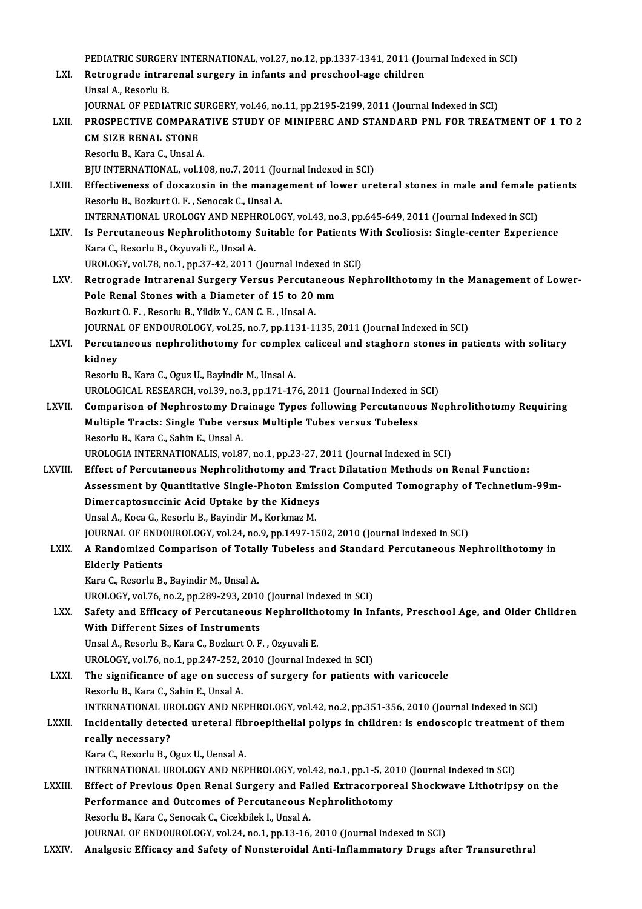PEDIATRIC SURGERY INTERNATIONAL, vol.27, no.12, pp.1337-1341, 2011 (Journal Indexed in SCI)

LXI. **Retrograde intrarenal surgery in infants and preschool-age children**
Unsal A., Resorlu B.
JOURNAL OF PEDIATRIC SURGERY, vol.46, no.11, pp.2195-2199, 2011 (Journal Indexed in SCI)

LXII. **PROSPECTIVE COMPARATIVE STUDY OF MINIPERC AND STANDARD PNL FOR TREATMENT OF 1 TO 2 CM SIZE RENAL STONE**
Resorlu B., Kara C., Unsal A.
BJU INTERNATIONAL, vol.108, no.7, 2011 (Journal Indexed in SCI)

LXIII. **Effectiveness of doxazosin in the management of lower ureteral stones in male and female patients**
Resorlu B., Bozkurt O. F. , Senocak C., Unsal A.
INTERNATIONAL UROLOGY AND NEPHROLOGY, vol.43, no.3, pp.645-649, 2011 (Journal Indexed in SCI)

LXIV. **Is Percutaneous Nephrolithotomy Suitable for Patients With Scoliosis: Single-center Experience**
Kara C., Resorlu B., Ozyuvali E., Unsal A.
UROLOGY, vol.78, no.1, pp.37-42, 2011 (Journal Indexed in SCI)

LXV. **Retrograde Intrarenal Surgery Versus Percutaneous Nephrolithotomy in the Management of Lower-Pole Renal Stones with a Diameter of 15 to 20 mm**
Bozkurt O. F. , Resorlu B., Yildiz Y., CAN C. E. , Unsal A.
JOURNAL OF ENDOUROLOGY, vol.25, no.7, pp.1131-1135, 2011 (Journal Indexed in SCI)

LXVI. **Percutaneous nephrolithotomy for complex caliceal and staghorn stones in patients with solitary kidney**
Resorlu B., Kara C., Oguz U., Bayindir M., Unsal A.
UROLOGICAL RESEARCH, vol.39, no.3, pp.171-176, 2011 (Journal Indexed in SCI)

LXVII. **Comparison of Nephrostomy Drainage Types following Percutaneous Nephrolithotomy Requiring Multiple Tracts: Single Tube versus Multiple Tubes versus Tubeless**
Resorlu B., Kara C., Sahin E., Unsal A.
UROLOGIA INTERNATIONALIS, vol.87, no.1, pp.23-27, 2011 (Journal Indexed in SCI)

LXVIII. **Effect of Percutaneous Nephrolithotomy and Tract Dilatation Methods on Renal Function: Assessment by Quantitative Single-Photon Emission Computed Tomography of Technetium-99m-Dimercaptosuccinic Acid Uptake by the Kidneys**
Unsal A., Koca G., Resorlu B., Bayindir M., Korkmaz M.
JOURNAL OF ENDOUROLOGY, vol.24, no.9, pp.1497-1502, 2010 (Journal Indexed in SCI)

LXIX. **A Randomized Comparison of Totally Tubeless and Standard Percutaneous Nephrolithotomy in Elderly Patients**
Kara C., Resorlu B., Bayindir M., Unsal A.
UROLOGY, vol.76, no.2, pp.289-293, 2010 (Journal Indexed in SCI)

LXX. **Safety and Efficacy of Percutaneous Nephrolithotomy in Infants, Preschool Age, and Older Children With Different Sizes of Instruments**
Unsal A., Resorlu B., Kara C., Bozkurt O. F. , Ozyuvali E.
UROLOGY, vol.76, no.1, pp.247-252, 2010 (Journal Indexed in SCI)

LXXI. **The significance of age on success of surgery for patients with varicocele**
Resorlu B., Kara C., Sahin E., Unsal A.
INTERNATIONAL UROLOGY AND NEPHROLOGY, vol.42, no.2, pp.351-356, 2010 (Journal Indexed in SCI)

LXXII. **Incidentally detected ureteral fibroepithelial polyps in children: is endoscopic treatment of them really necessary?**
Kara C., Resorlu B., Oguz U., Uensal A.
INTERNATIONAL UROLOGY AND NEPHROLOGY, vol.42, no.1, pp.1-5, 2010 (Journal Indexed in SCI)

LXXIII. **Effect of Previous Open Renal Surgery and Failed Extracorporeal Shockwave Lithotripsy on the Performance and Outcomes of Percutaneous Nephrolithotomy**
Resorlu B., Kara C., Senocak C., Cicekbilek I., Unsal A.
JOURNAL OF ENDOUROLOGY, vol.24, no.1, pp.13-16, 2010 (Journal Indexed in SCI)

LXXIV. **Analgesic Efficacy and Safety of Nonsteroidal Anti-Inflammatory Drugs after Transurethral**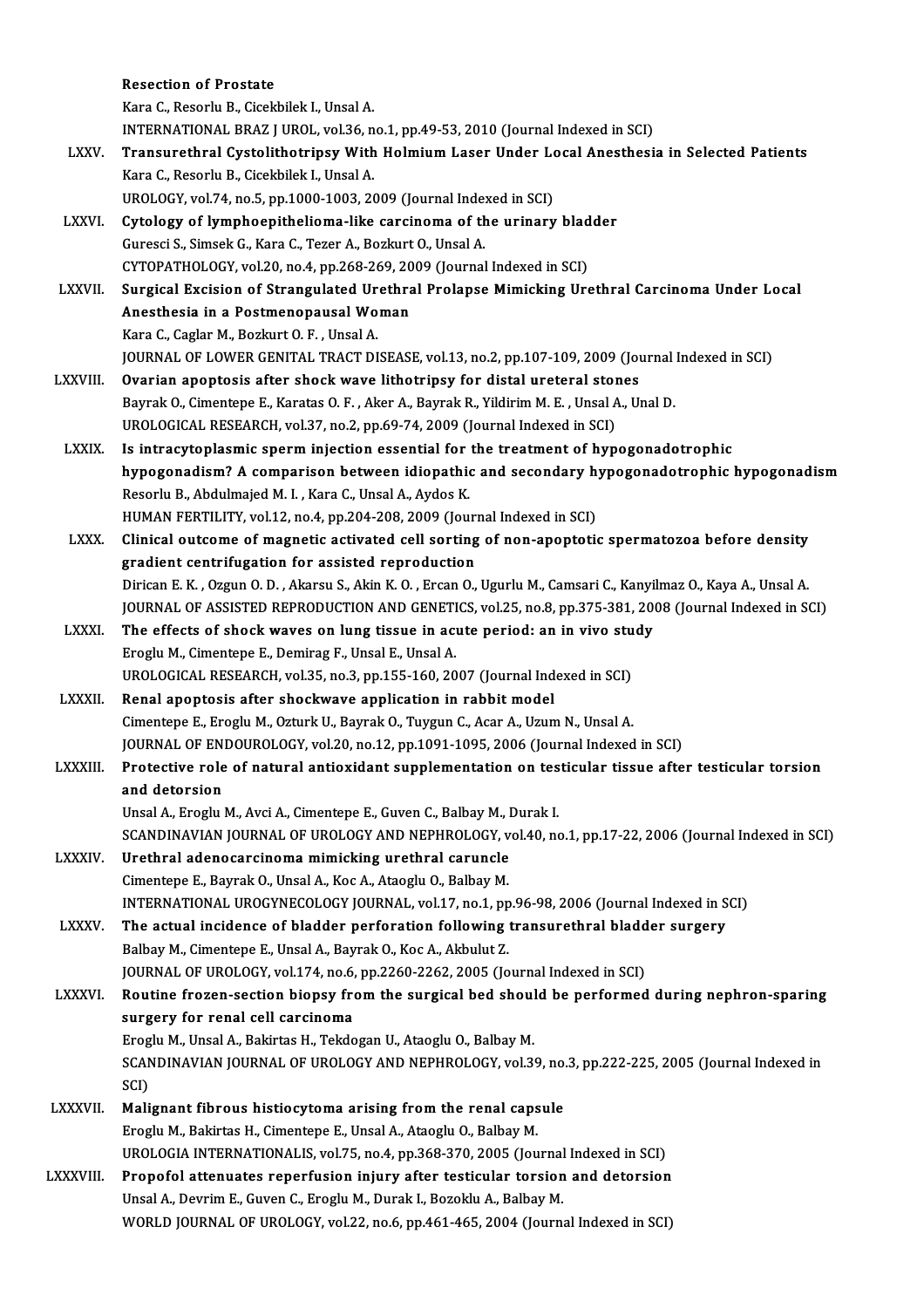**Resection of Prostate**
Kara C., Resorlu B., Cicekbilek I., Unsal A.
INTERNATIONAL BRAZ J UROL, vol.36, no.1, pp.49-53, 2010 (Journal Indexed in SCI)

LXXV. **Transurethral Cystolithotripsy With Holmium Laser Under Local Anesthesia in Selected Patients**
Kara C., Resorlu B., Cicekbilek I., Unsal A.
UROLOGY, vol.74, no.5, pp.1000-1003, 2009 (Journal Indexed in SCI)

LXXVI. **Cytology of lymphoepithelioma-like carcinoma of the urinary bladder**
Guresci S., Simsek G., Kara C., Tezer A., Bozkurt O., Unsal A.
CYTOPATHOLOGY, vol.20, no.4, pp.268-269, 2009 (Journal Indexed in SCI)

LXXVII. **Surgical Excision of Strangulated Urethral Prolapse Mimicking Urethral Carcinoma Under Local Anesthesia in a Postmenopausal Woman**
Kara C., Caglar M., Bozkurt O. F. , Unsal A.
JOURNAL OF LOWER GENITAL TRACT DISEASE, vol.13, no.2, pp.107-109, 2009 (Journal Indexed in SCI)

LXXVIII. **Ovarian apoptosis after shock wave lithotripsy for distal ureteral stones**
Bayrak O., Cimentepe E., Karatas O. F. , Aker A., Bayrak R., Yildirim M. E. , Unsal A., Unal D.
UROLOGICAL RESEARCH, vol.37, no.2, pp.69-74, 2009 (Journal Indexed in SCI)

LXXIX. **Is intracytoplasmic sperm injection essential for the treatment of hypogonadotrophic hypogonadism? A comparison between idiopathic and secondary hypogonadotrophic hypogonadism**
Resorlu B., Abdulmajed M. I. , Kara C., Unsal A., Aydos K.
HUMAN FERTILITY, vol.12, no.4, pp.204-208, 2009 (Journal Indexed in SCI)

LXXX. **Clinical outcome of magnetic activated cell sorting of non-apoptotic spermatozoa before density gradient centrifugation for assisted reproduction**
Dirican E. K. , Ozgun O. D. , Akarsu S., Akin K. O. , Ercan O., Ugurlu M., Camsari C., Kanyilmaz O., Kaya A., Unsal A.
JOURNAL OF ASSISTED REPRODUCTION AND GENETICS, vol.25, no.8, pp.375-381, 2008 (Journal Indexed in SCI)

LXXXI. **The effects of shock waves on lung tissue in acute period: an in vivo study**
Eroglu M., Cimentepe E., Demirag F., Unsal E., Unsal A.
UROLOGICAL RESEARCH, vol.35, no.3, pp.155-160, 2007 (Journal Indexed in SCI)

LXXXII. **Renal apoptosis after shockwave application in rabbit model**
Cimentepe E., Eroglu M., Ozturk U., Bayrak O., Tuygun C., Acar A., Uzum N., Unsal A.
JOURNAL OF ENDOUROLOGY, vol.20, no.12, pp.1091-1095, 2006 (Journal Indexed in SCI)

LXXXIII. **Protective role of natural antioxidant supplementation on testicular tissue after testicular torsion and detorsion**
Unsal A., Eroglu M., Avci A., Cimentepe E., Guven C., Balbay M., Durak I.
SCANDINAVIAN JOURNAL OF UROLOGY AND NEPHROLOGY, vol.40, no.1, pp.17-22, 2006 (Journal Indexed in SCI)

LXXXIV. **Urethral adenocarcinoma mimicking urethral caruncle**
Cimentepe E., Bayrak O., Unsal A., Koc A., Ataoglu O., Balbay M.
INTERNATIONAL UROGYNECOLOGY JOURNAL, vol.17, no.1, pp.96-98, 2006 (Journal Indexed in SCI)

LXXXV. **The actual incidence of bladder perforation following transurethral bladder surgery**
Balbay M., Cimentepe E., Unsal A., Bayrak O., Koc A., Akbulut Z.
JOURNAL OF UROLOGY, vol.174, no.6, pp.2260-2262, 2005 (Journal Indexed in SCI)

LXXXVI. **Routine frozen-section biopsy from the surgical bed should be performed during nephron-sparing surgery for renal cell carcinoma**
Eroglu M., Unsal A., Bakirtas H., Tekdogan U., Ataoglu O., Balbay M.
SCANDINAVIAN JOURNAL OF UROLOGY AND NEPHROLOGY, vol.39, no.3, pp.222-225, 2005 (Journal Indexed in SCI)

LXXXVII. **Malignant fibrous histiocytoma arising from the renal capsule**
Eroglu M., Bakirtas H., Cimentepe E., Unsal A., Ataoglu O., Balbay M.
UROLOGIA INTERNATIONALIS, vol.75, no.4, pp.368-370, 2005 (Journal Indexed in SCI)

LXXXVIII. **Propofol attenuates reperfusion injury after testicular torsion and detorsion**
Unsal A., Devrim E., Guven C., Eroglu M., Durak I., Bozoklu A., Balbay M.
WORLD JOURNAL OF UROLOGY, vol.22, no.6, pp.461-465, 2004 (Journal Indexed in SCI)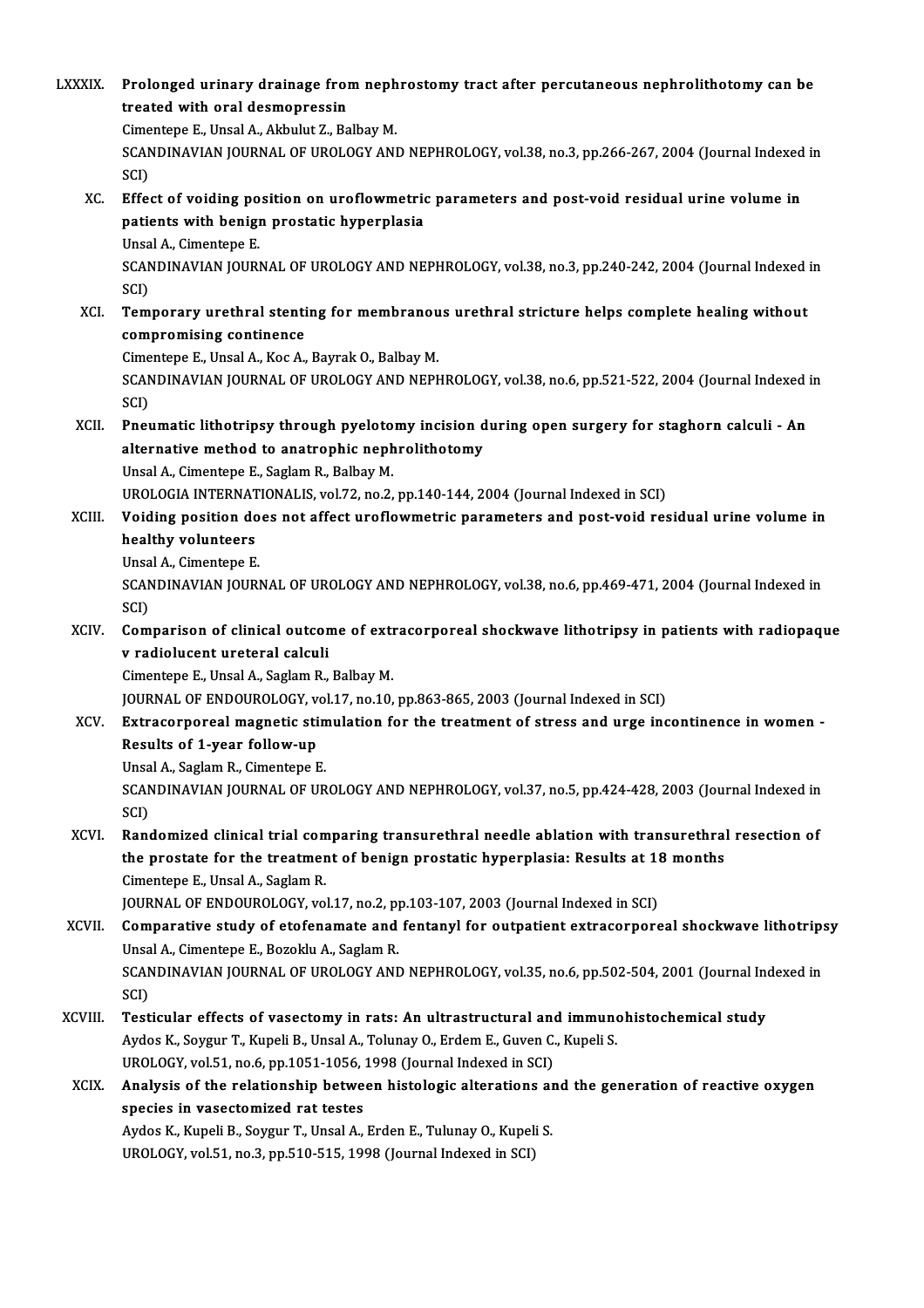LXXXIX. **Prolonged urinary drainage from nephrostomy tract after percutaneous nephrolithotomy can be treated with oral desmopressin**
Cimentepe E., Unsal A., Akbulut Z., Balbay M.
SCANDINAVIAN JOURNAL OF UROLOGY AND NEPHROLOGY, vol.38, no.3, pp.266-267, 2004 (Journal Indexed in SCI)

XC. **Effect of voiding position on uroflowmetric parameters and post-void residual urine volume in patients with benign prostatic hyperplasia**
Unsal A., Cimentepe E.
SCANDINAVIAN JOURNAL OF UROLOGY AND NEPHROLOGY, vol.38, no.3, pp.240-242, 2004 (Journal Indexed in SCI)

XCI. **Temporary urethral stenting for membranous urethral stricture helps complete healing without compromising continence**
Cimentepe E., Unsal A., Koc A., Bayrak O., Balbay M.
SCANDINAVIAN JOURNAL OF UROLOGY AND NEPHROLOGY, vol.38, no.6, pp.521-522, 2004 (Journal Indexed in SCI)

XCII. **Pneumatic lithotripsy through pyelotomy incision during open surgery for staghorn calculi - An alternative method to anatrophic nephrolithotomy**
Unsal A., Cimentepe E., Saglam R., Balbay M.
UROLOGIA INTERNATIONALIS, vol.72, no.2, pp.140-144, 2004 (Journal Indexed in SCI)

XCIII. **Voiding position does not affect uroflowmetric parameters and post-void residual urine volume in healthy volunteers**
Unsal A., Cimentepe E.
SCANDINAVIAN JOURNAL OF UROLOGY AND NEPHROLOGY, vol.38, no.6, pp.469-471, 2004 (Journal Indexed in SCI)

XCIV. **Comparison of clinical outcome of extracorporeal shockwave lithotripsy in patients with radiopaque v radiolucent ureteral calculi**
Cimentepe E., Unsal A., Saglam R., Balbay M.
JOURNAL OF ENDOUROLOGY, vol.17, no.10, pp.863-865, 2003 (Journal Indexed in SCI)

XCV. **Extracorporeal magnetic stimulation for the treatment of stress and urge incontinence in women - Results of 1-year follow-up**
Unsal A., Saglam R., Cimentepe E.
SCANDINAVIAN JOURNAL OF UROLOGY AND NEPHROLOGY, vol.37, no.5, pp.424-428, 2003 (Journal Indexed in SCI)

XCVI. **Randomized clinical trial comparing transurethral needle ablation with transurethral resection of the prostate for the treatment of benign prostatic hyperplasia: Results at 18 months**
Cimentepe E., Unsal A., Saglam R.
JOURNAL OF ENDOUROLOGY, vol.17, no.2, pp.103-107, 2003 (Journal Indexed in SCI)

XCVII. **Comparative study of etofenamate and fentanyl for outpatient extracorporeal shockwave lithotripsy**
Unsal A., Cimentepe E., Bozoklu A., Saglam R.
SCANDINAVIAN JOURNAL OF UROLOGY AND NEPHROLOGY, vol.35, no.6, pp.502-504, 2001 (Journal Indexed in SCI)

XCVIII. **Testicular effects of vasectomy in rats: An ultrastructural and immunohistochemical study**
Aydos K., Soygur T., Kupeli B., Unsal A., Tolunay O., Erdem E., Guven C., Kupeli S.
UROLOGY, vol.51, no.6, pp.1051-1056, 1998 (Journal Indexed in SCI)

XCIX. **Analysis of the relationship between histologic alterations and the generation of reactive oxygen species in vasectomized rat testes**
Aydos K., Kupeli B., Soygur T., Unsal A., Erden E., Tulunay O., Kupeli S.
UROLOGY, vol.51, no.3, pp.510-515, 1998 (Journal Indexed in SCI)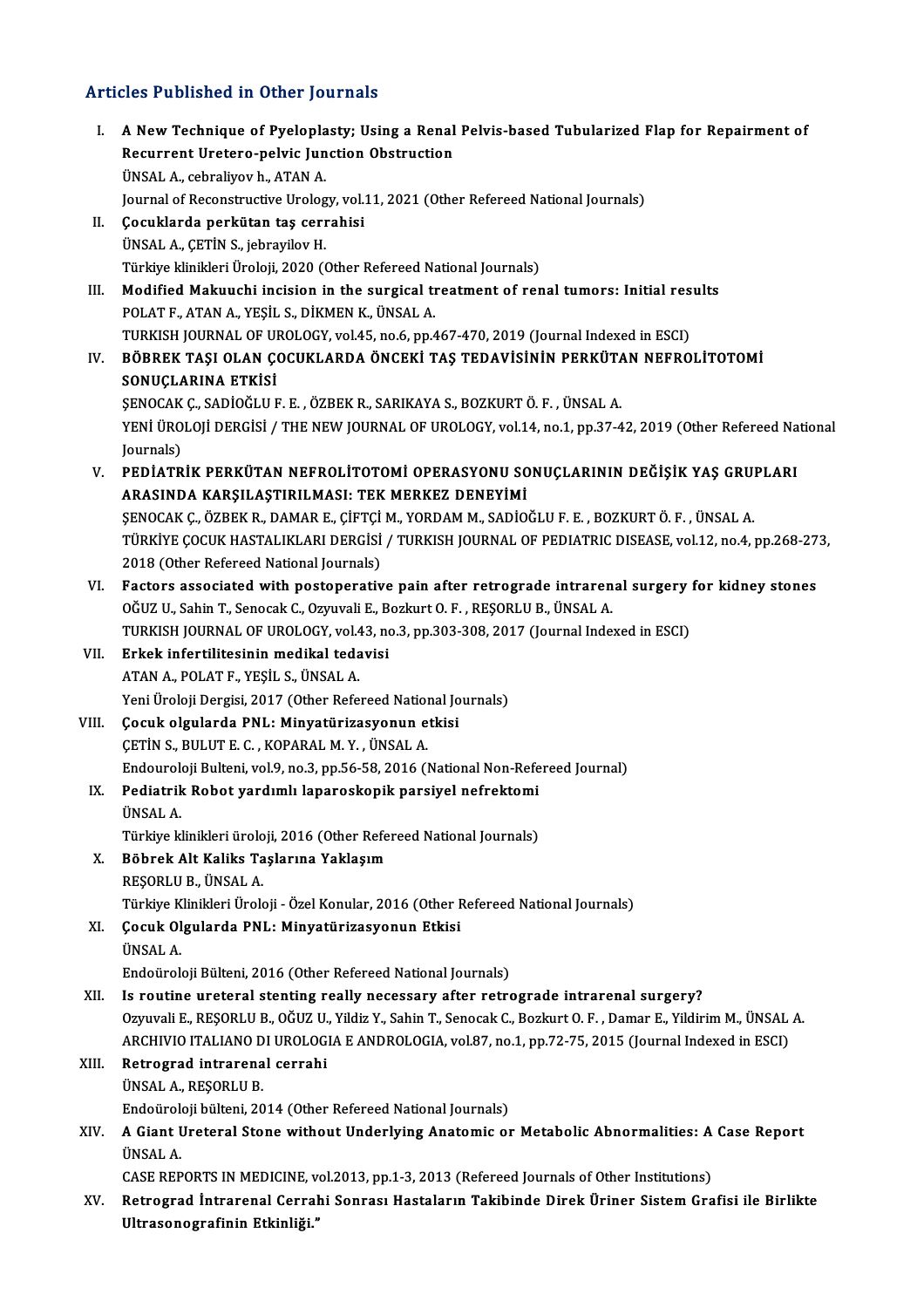## Articles Published in Other Journals

I. **A New Technique of Pyeloplasty; Using a Renal Pelvis-based Tubularized Flap for Repairment of Recurrent Uretero-pelvic Junction Obstruction**
ÜNSAL A., cebraliyov h., ATAN A.
Journal of Reconstructive Urology, vol.11, 2021 (Other Refereed National Journals)

II. **Çocuklarda perkütan taş cerrahisi**
ÜNSAL A., ÇETİN S., jebrayilov H.
Türkiye klinikleri Üroloji, 2020 (Other Refereed National Journals)

III. **Modified Makuuchi incision in the surgical treatment of renal tumors: Initial results**
POLAT F., ATAN A., YEŞİL S., DİKMEN K., ÜNSAL A.
TURKISH JOURNAL OF UROLOGY, vol.45, no.6, pp.467-470, 2019 (Journal Indexed in ESCI)

IV. **BÖBREK TAŞI OLAN ÇOCUKLARDA ÖNCEKİ TAŞ TEDAVİSİNİN PERKÜTAN NEFROLİTOTOMİ SONUÇLARINA ETKİSİ**
ŞENOCAK Ç., SADİOĞLU F. E. , ÖZBEK R., SARIKAYA S., BOZKURT Ö. F. , ÜNSAL A.
YENİ ÜROLOJİ DERGİSİ / THE NEW JOURNAL OF UROLOGY, vol.14, no.1, pp.37-42, 2019 (Other Refereed National Journals)

V. **PEDİATRİK PERKÜTAN NEFROLİTOTOMİ OPERASYONU SONUÇLARININ DEĞİŞİK YAŞ GRUPLARI ARASINDA KARŞILAŞTIRILMASI: TEK MERKEZ DENEYİMİ**
ŞENOCAK Ç., ÖZBEK R., DAMAR E., ÇİFTÇİ M., YORDAM M., SADİOĞLU F. E. , BOZKURT Ö. F. , ÜNSAL A.
TÜRKİYE ÇOCUK HASTALIKLARI DERGİSİ / TURKISH JOURNAL OF PEDIATRIC DISEASE, vol.12, no.4, pp.268-273, 2018 (Other Refereed National Journals)

VI. **Factors associated with postoperative pain after retrograde intrarenal surgery for kidney stones**
OĞUZ U., Sahin T., Senocak C., Ozyuvali E., Bozkurt O. F. , REŞORLU B., ÜNSAL A.
TURKISH JOURNAL OF UROLOGY, vol.43, no.3, pp.303-308, 2017 (Journal Indexed in ESCI)

VII. **Erkek infertilitesinin medikal tedavisi**
ATAN A., POLAT F., YEŞİL S., ÜNSAL A.
Yeni Üroloji Dergisi, 2017 (Other Refereed National Journals)

VIII. **Çocuk olgularda PNL: Minyatürizasyonun etkisi**
ÇETİN S., BULUT E. C. , KOPARAL M. Y. , ÜNSAL A.
Endouroloji Bulteni, vol.9, no.3, pp.56-58, 2016 (National Non-Refereed Journal)

IX. **Pediatrik Robot yardımlı laparoskopik parsiyel nefrektomi**
ÜNSAL A.
Türkiye klinikleri üroloji, 2016 (Other Refereed National Journals)

X. **Böbrek Alt Kaliks Taşlarına Yaklaşım**
REŞORLU B., ÜNSAL A.
Türkiye Klinikleri Üroloji - Özel Konular, 2016 (Other Refereed National Journals)

XI. **Çocuk Olgularda PNL: Minyatürizasyonun Etkisi**
ÜNSAL A.
Endoüroloji Bülteni, 2016 (Other Refereed National Journals)

XII. **Is routine ureteral stenting really necessary after retrograde intrarenal surgery?**
Ozyuvali E., REŞORLU B., OĞUZ U., Yildiz Y., Sahin T., Senocak C., Bozkurt O. F. , Damar E., Yildirim M., ÜNSAL A.
ARCHIVIO ITALIANO DI UROLOGIA E ANDROLOGIA, vol.87, no.1, pp.72-75, 2015 (Journal Indexed in ESCI)

XIII. **Retrograd intrarenal cerrahi**
ÜNSAL A., REŞORLU B.
Endoüroloji bülteni, 2014 (Other Refereed National Journals)

XIV. **A Giant Ureteral Stone without Underlying Anatomic or Metabolic Abnormalities: A Case Report**
ÜNSAL A.
CASE REPORTS IN MEDICINE, vol.2013, pp.1-3, 2013 (Refereed Journals of Other Institutions)

XV. **Retrograd İntrarenal Cerrahi Sonrası Hastaların Takibinde Direk Üriner Sistem Grafisi ile Birlikte Ultrasonografinin Etkinliği."**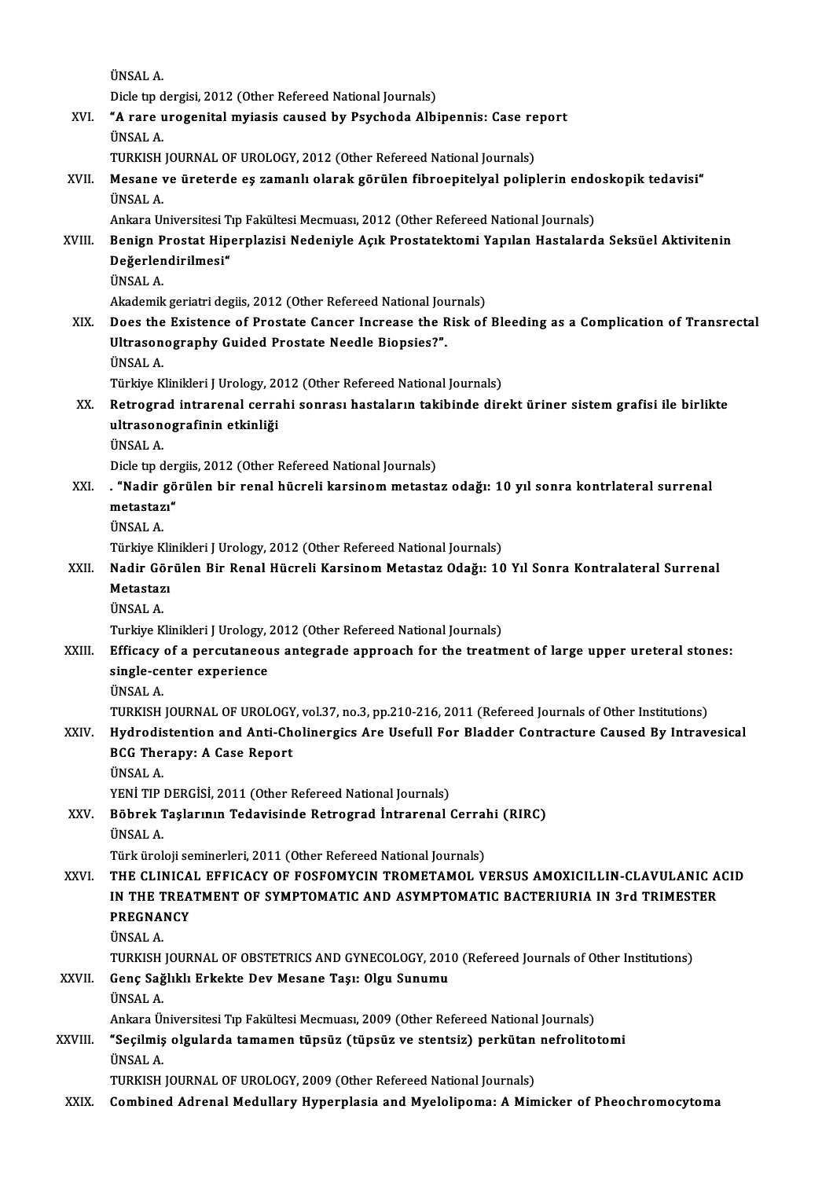ÜNSAL A.

Dicle tıp dergisi, 2012 (Other Refereed National Journals)

XVI. **"A rare urogenital myiasis caused by Psychoda Albipennis: Case report**

ÜNSAL A.

TURKISH JOURNAL OF UROLOGY, 2012 (Other Refereed National Journals)

XVII. **Mesane ve üreterde eş zamanlı olarak görülen fibroepitelyal poliplerin endoskopik tedavisi"**

ÜNSAL A.

Ankara Universitesi Tıp Fakültesi Mecmuası, 2012 (Other Refereed National Journals)

XVIII. **Benign Prostat Hiperplazisi Nedeniyle Açık Prostatektomi Yapılan Hastalarda Seksüel Aktivitenin Değerlendirilmesi"**

ÜNSAL A.

Akademik geriatri degiis, 2012 (Other Refereed National Journals)

XIX. **Does the Existence of Prostate Cancer Increase the Risk of Bleeding as a Complication of Transrectal Ultrasonography Guided Prostate Needle Biopsies?".**

ÜNSAL A.

Türkiye Klinikleri J Urology, 2012 (Other Refereed National Journals)

XX. **Retrograd intrarenal cerrahi sonrası hastaların takibinde direkt üriner sistem grafisi ile birlikte ultrasonografinin etkinliği**

ÜNSAL A.

Dicle tıp dergiis, 2012 (Other Refereed National Journals)

XXI. **. "Nadir görülen bir renal hücreli karsinom metastaz odağı: 10 yıl sonra kontrlateral surrenal metastazı"**

ÜNSAL A.

Türkiye Klinikleri J Urology, 2012 (Other Refereed National Journals)

XXII. **Nadir Görülen Bir Renal Hücreli Karsinom Metastaz Odağı: 10 Yıl Sonra Kontralateral Surrenal Metastazı**

ÜNSAL A.

Turkiye Klinikleri J Urology, 2012 (Other Refereed National Journals)

XXIII. **Efficacy of a percutaneous antegrade approach for the treatment of large upper ureteral stones: single-center experience**

ÜNSAL A.

TURKISH JOURNAL OF UROLOGY, vol.37, no.3, pp.210-216, 2011 (Refereed Journals of Other Institutions)

XXIV. **Hydrodistention and Anti-Cholinergics Are Usefull For Bladder Contracture Caused By Intravesical BCG Therapy: A Case Report**

ÜNSAL A.

YENİ TIP DERGİSİ, 2011 (Other Refereed National Journals)

XXV. **Böbrek Taşlarının Tedavisinde Retrograd İntrarenal Cerrahi (RIRC)**

ÜNSAL A.

Türk üroloji seminerleri, 2011 (Other Refereed National Journals)

XXVI. **THE CLINICAL EFFICACY OF FOSFOMYCIN TROMETAMOL VERSUS AMOXICILLIN-CLAVULANIC ACID IN THE TREATMENT OF SYMPTOMATIC AND ASYMPTOMATIC BACTERIURIA IN 3rd TRIMESTER PREGNANCY**

ÜNSAL A.

TURKISH JOURNAL OF OBSTETRICS AND GYNECOLOGY, 2010 (Refereed Journals of Other Institutions)

XXVII. **Genç Sağlıklı Erkekte Dev Mesane Taşı: Olgu Sunumu**

ÜNSAL A.

Ankara Üniversitesi Tıp Fakültesi Mecmuası, 2009 (Other Refereed National Journals)

XXVIII. **"Seçilmiş olgularda tamamen tüpsüz (tüpsüz ve stentsiz) perkütan nefrolitotomi**

ÜNSAL A.

TURKISH JOURNAL OF UROLOGY, 2009 (Other Refereed National Journals)

XXIX. **Combined Adrenal Medullary Hyperplasia and Myelolipoma: A Mimicker of Pheochromocytoma**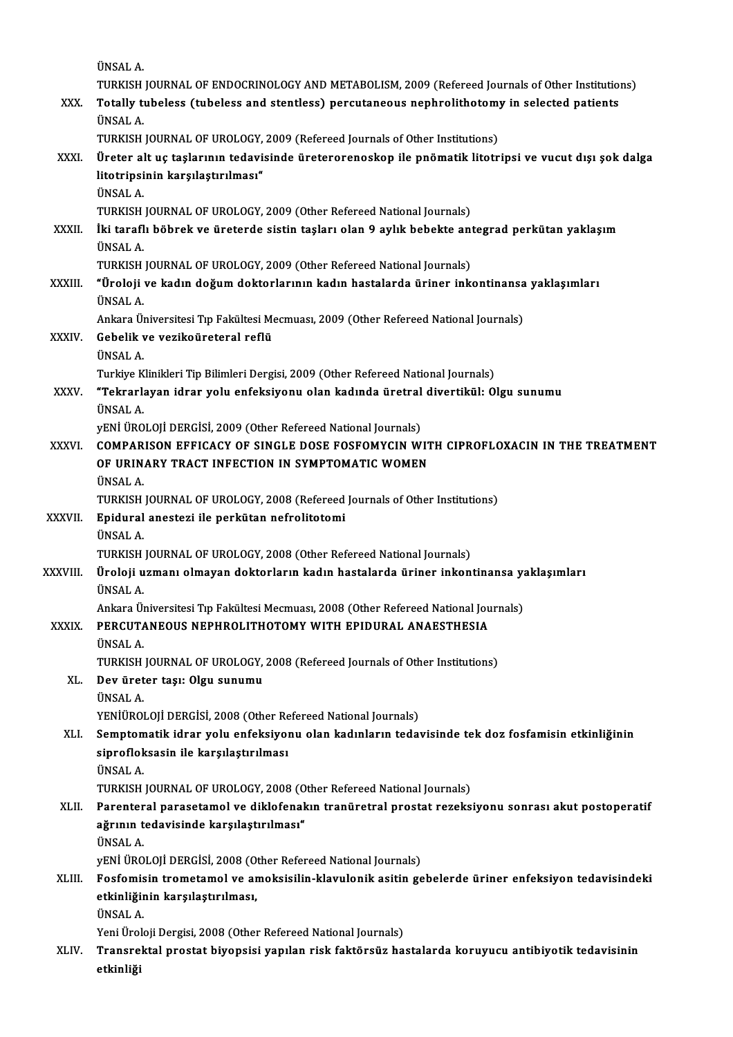ÜNSAL A.
TURKISH JOURNAL OF ENDOCRINOLOGY AND METABOLISM, 2009 (Refereed Journals of Other Institutions)

XXX. **Totally tubeless (tubeless and stentless) percutaneous nephrolithotomy in selected patients**
ÜNSAL A.
TURKISH JOURNAL OF UROLOGY, 2009 (Refereed Journals of Other Institutions)

XXXI. **Üreter alt uç taşlarının tedavisinde üreterorenoskop ile pnömatik litotripsi ve vucut dışı şok dalga litotripsinin karşılaştırılması"**
ÜNSAL A.
TURKISH JOURNAL OF UROLOGY, 2009 (Other Refereed National Journals)

XXXII. **İki taraflı böbrek ve üreterde sistin taşları olan 9 aylık bebekte antegrad perkütan yaklaşım**
ÜNSAL A.
TURKISH JOURNAL OF UROLOGY, 2009 (Other Refereed National Journals)

XXXIII. **"Üroloji ve kadın doğum doktorlarının kadın hastalarda üriner inkontinansa yaklaşımları**
ÜNSAL A.
Ankara Üniversitesi Tıp Fakültesi Mecmuası, 2009 (Other Refereed National Journals)

XXXIV. **Gebelik ve vezikoüreteral reflü**
ÜNSAL A.
Turkiye Klinikleri Tip Bilimleri Dergisi, 2009 (Other Refereed National Journals)

XXXV. **"Tekrarlayan idrar yolu enfeksiyonu olan kadında üretral divertikül: Olgu sunumu**
ÜNSAL A.
yENİ ÜROLOJİ DERGİSİ, 2009 (Other Refereed National Journals)

XXXVI. **COMPARISON EFFICACY OF SINGLE DOSE FOSFOMYCIN WITH CIPROFLOXACIN IN THE TREATMENT OF URINARY TRACT INFECTION IN SYMPTOMATIC WOMEN**
ÜNSAL A.
TURKISH JOURNAL OF UROLOGY, 2008 (Refereed Journals of Other Institutions)

XXXVII. **Epidural anestezi ile perkütan nefrolitotomi**
ÜNSAL A.
TURKISH JOURNAL OF UROLOGY, 2008 (Other Refereed National Journals)

XXXVIII. **Üroloji uzmanı olmayan doktorların kadın hastalarda üriner inkontinansa yaklaşımları**
ÜNSAL A.
Ankara Üniversitesi Tıp Fakültesi Mecmuası, 2008 (Other Refereed National Journals)

XXXIX. **PERCUTANEOUS NEPHROLITHOTOMY WITH EPIDURAL ANAESTHESIA**
ÜNSAL A.
TURKISH JOURNAL OF UROLOGY, 2008 (Refereed Journals of Other Institutions)

XL. **Dev üreter taşı: Olgu sunumu**
ÜNSAL A.
YENİÜROLOJİ DERGİSİ, 2008 (Other Refereed National Journals)

XLI. **Semptomatik idrar yolu enfeksiyonu olan kadınların tedavisinde tek doz fosfamisin etkinliğinin siprofloksasin ile karşılaştırılması**
ÜNSAL A.
TURKISH JOURNAL OF UROLOGY, 2008 (Other Refereed National Journals)

XLII. **Parenteral parasetamol ve diklofenakın tranüretral prostat rezeksiyonu sonrası akut postoperatif ağrının tedavisinde karşılaştırılması"**
ÜNSAL A.
yENİ ÜROLOJİ DERGİSİ, 2008 (Other Refereed National Journals)

XLIII. **Fosfomisin trometamol ve amoksisilin-klavulonik asitin gebelerde üriner enfeksiyon tedavisindeki etkinliğinin karşılaştırılması,**
ÜNSAL A.
Yeni Üroloji Dergisi, 2008 (Other Refereed National Journals)

XLIV. **Transrektal prostat biyopsisi yapılan risk faktörsüz hastalarda koruyucu antibiyotik tedavisinin etkinliği**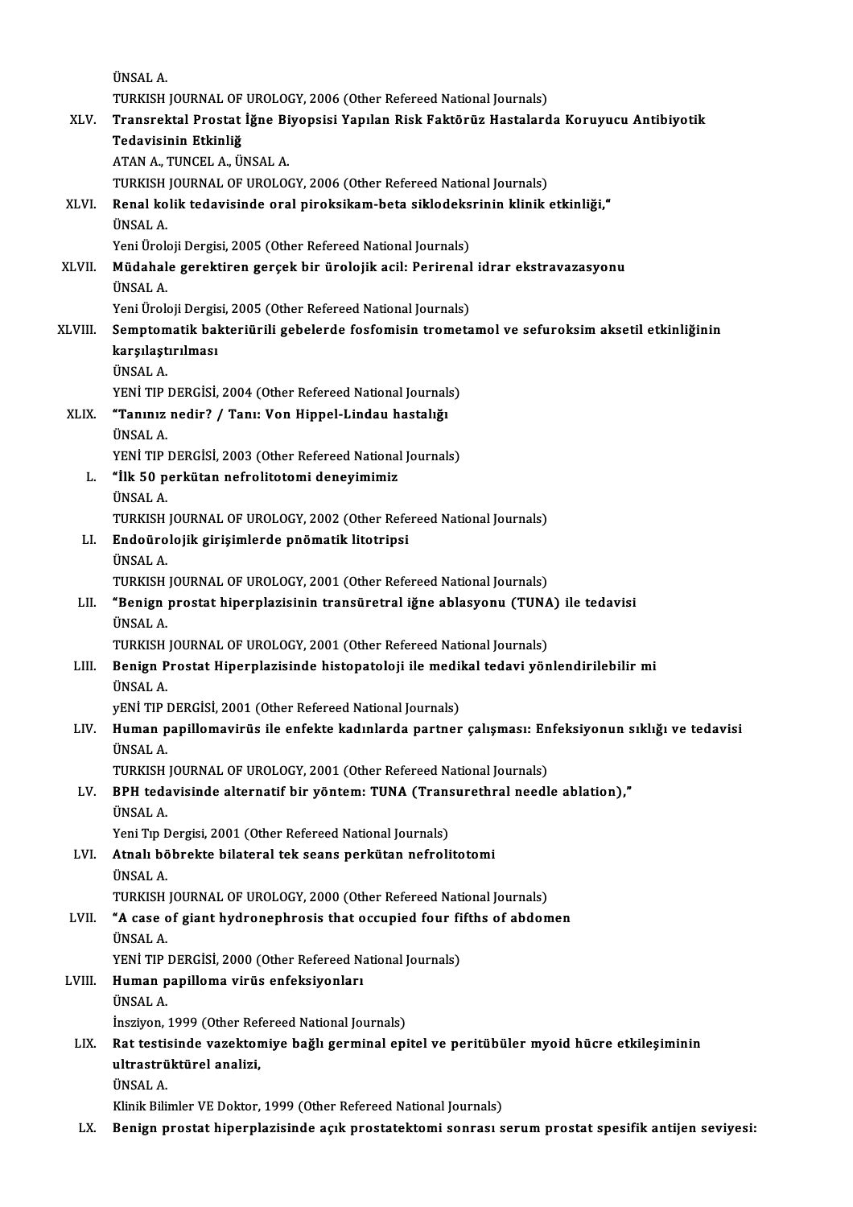ÜNSAL A.

TURKISH JOURNAL OF UROLOGY, 2006 (Other Refereed National Journals)

XLV. **Transrektal Prostat İğne Biyopsisi Yapılan Risk Faktörüz Hastalarda Koruyucu Antibiyotik Tedavisinin Etkinliğ**
ATAN A., TUNCEL A., ÜNSAL A.
TURKISH JOURNAL OF UROLOGY, 2006 (Other Refereed National Journals)

XLVI. **Renal kolik tedavisinde oral piroksikam-beta siklodeksrinin klinik etkinliği,"**
ÜNSAL A.
Yeni Üroloji Dergisi, 2005 (Other Refereed National Journals)

XLVII. **Müdahale gerektiren gerçek bir ürolojik acil: Perirenal idrar ekstravazasyonu**
ÜNSAL A.
Yeni Üroloji Dergisi, 2005 (Other Refereed National Journals)

XLVIII. **Semptomatik bakteriürili gebelerde fosfomisin trometamol ve sefuroksim aksetil etkinliğinin karşılaştırılması**
ÜNSAL A.
YENİ TIP DERGİSİ, 2004 (Other Refereed National Journals)

XLIX. **"Tanınız nedir? / Tanı: Von Hippel-Lindau hastalığı**
ÜNSAL A.
YENİ TIP DERGİSİ, 2003 (Other Refereed National Journals)

L. **"İlk 50 perkütan nefrolitotomi deneyimimiz**
ÜNSAL A.
TURKISH JOURNAL OF UROLOGY, 2002 (Other Refereed National Journals)

LI. **Endoürolojik girişimlerde pnömatik litotripsi**
ÜNSAL A.
TURKISH JOURNAL OF UROLOGY, 2001 (Other Refereed National Journals)

LII. **"Benign prostat hiperplazisinin transüretral iğne ablasyonu (TUNA) ile tedavisi**
ÜNSAL A.
TURKISH JOURNAL OF UROLOGY, 2001 (Other Refereed National Journals)

LIII. **Benign Prostat Hiperplazisinde histopatoloji ile medikal tedavi yönlendirilebilir mi**
ÜNSAL A.
yENİ TIP DERGİSİ, 2001 (Other Refereed National Journals)

LIV. **Human papillomavirüs ile enfekte kadınlarda partner çalışması: Enfeksiyonun sıklığı ve tedavisi**
ÜNSAL A.
TURKISH JOURNAL OF UROLOGY, 2001 (Other Refereed National Journals)

LV. **BPH tedavisinde alternatif bir yöntem: TUNA (Transurethral needle ablation),"**
ÜNSAL A.
Yeni Tıp Dergisi, 2001 (Other Refereed National Journals)

LVI. **Atnalı böbrekte bilateral tek seans perkütan nefrolitotomi**
ÜNSAL A.
TURKISH JOURNAL OF UROLOGY, 2000 (Other Refereed National Journals)

LVII. **"A case of giant hydronephrosis that occupied four fifths of abdomen**
ÜNSAL A.
YENİ TIP DERGİSİ, 2000 (Other Refereed National Journals)

LVIII. **Human papilloma virüs enfeksiyonları**
ÜNSAL A.
İnsziyon, 1999 (Other Refereed National Journals)

LIX. **Rat testisinde vazektomiye bağlı germinal epitel ve peritübüler myoid hücre etkileşiminin ultrastrüktürel analizi,**
ÜNSAL A.
Klinik Bilimler VE Doktor, 1999 (Other Refereed National Journals)

LX. **Benign prostat hiperplazisinde açık prostatektomi sonrası serum prostat spesifik antijen seviyesi:**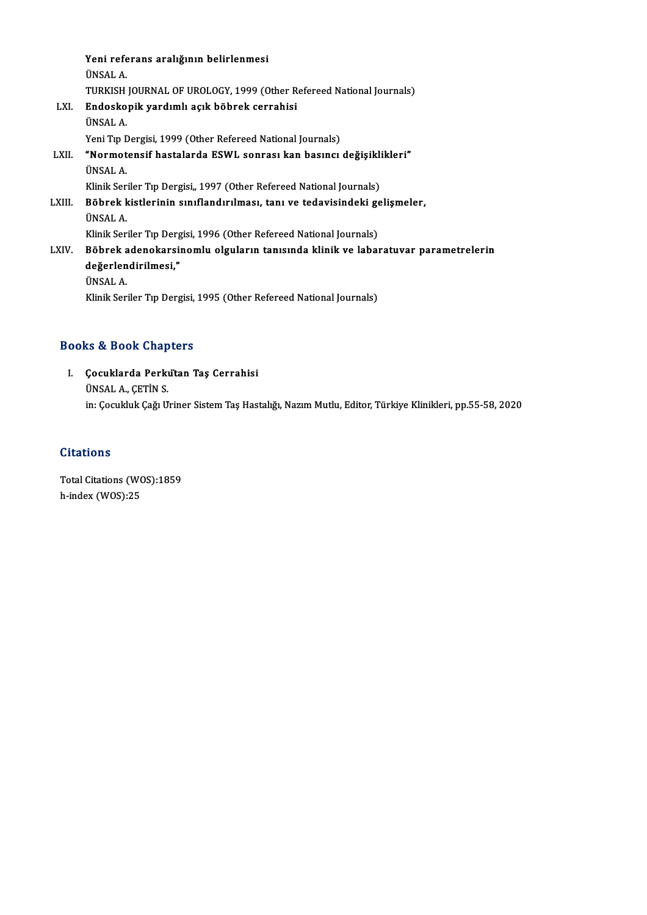Yeni referans aralığının belirlenmesi
ÜNSAL A.
TURKISH JOURNAL OF UROLOGY, 1999 (Other Refereed National Journals)

LXI. **Endoskopik yardımlı açık böbrek cerrahisi**
ÜNSAL A.
Yeni Tıp Dergisi, 1999 (Other Refereed National Journals)

LXII. **"Normotensif hastalarda ESWL sonrası kan basıncı değişiklikleri"**
ÜNSAL A.
Klinik Seriler Tıp Dergisi,, 1997 (Other Refereed National Journals)

LXIII. **Böbrek kistlerinin sınıflandırılması, tanı ve tedavisindeki gelişmeler,**
ÜNSAL A.
Klinik Seriler Tıp Dergisi, 1996 (Other Refereed National Journals)

LXIV. **Böbrek adenokarsinomlu olguların tanısında klinik ve labaratuvar parametrelerin değerlendirilmesi,"**
ÜNSAL A.
Klinik Seriler Tıp Dergisi, 1995 (Other Refereed National Journals)

## Books & Book Chapters

I. **Çocuklarda Perkütan Taş Cerrahisi**
ÜNSAL A., ÇETİN S.
in: Çocukluk Çağı Üriner Sistem Taş Hastalığı, Nazım Mutlu, Editor, Türkiye Klinikleri, pp.55-58, 2020

## Citations

Total Citations (WOS):1859
h-index (WOS):25